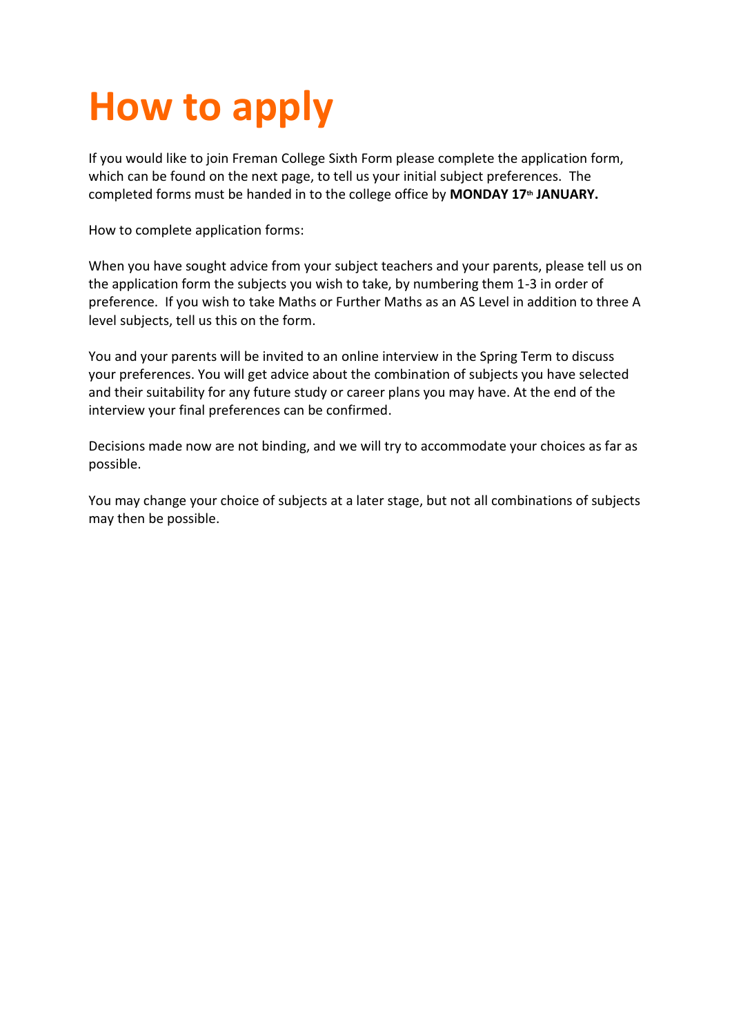# How to apply

If you would like to join Freman College Sixth Form please complete the application form, which can be found on the next page, to tell us your initial subject preferences. The completed forms must be handed in to the college office by **MONDAY 17th JANUARY.**

How to complete application forms:

When you have sought advice from your subject teachers and your parents, please tell us on the application form the subjects you wish to take, by numbering them 1-3 in order of preference. If you wish to take Maths or Further Maths as an AS Level in addition to three A level subjects, tell us this on the form.

You and your parents will be invited to an online interview in the Spring Term to discuss your preferences. You will get advice about the combination of subjects you have selected and their suitability for any future study or career plans you may have. At the end of the interview your final preferences can be confirmed.

Decisions made now are not binding, and we will try to accommodate your choices as far as possible.

You may change your choice of subjects at a later stage, but not all combinations of subjects may then be possible.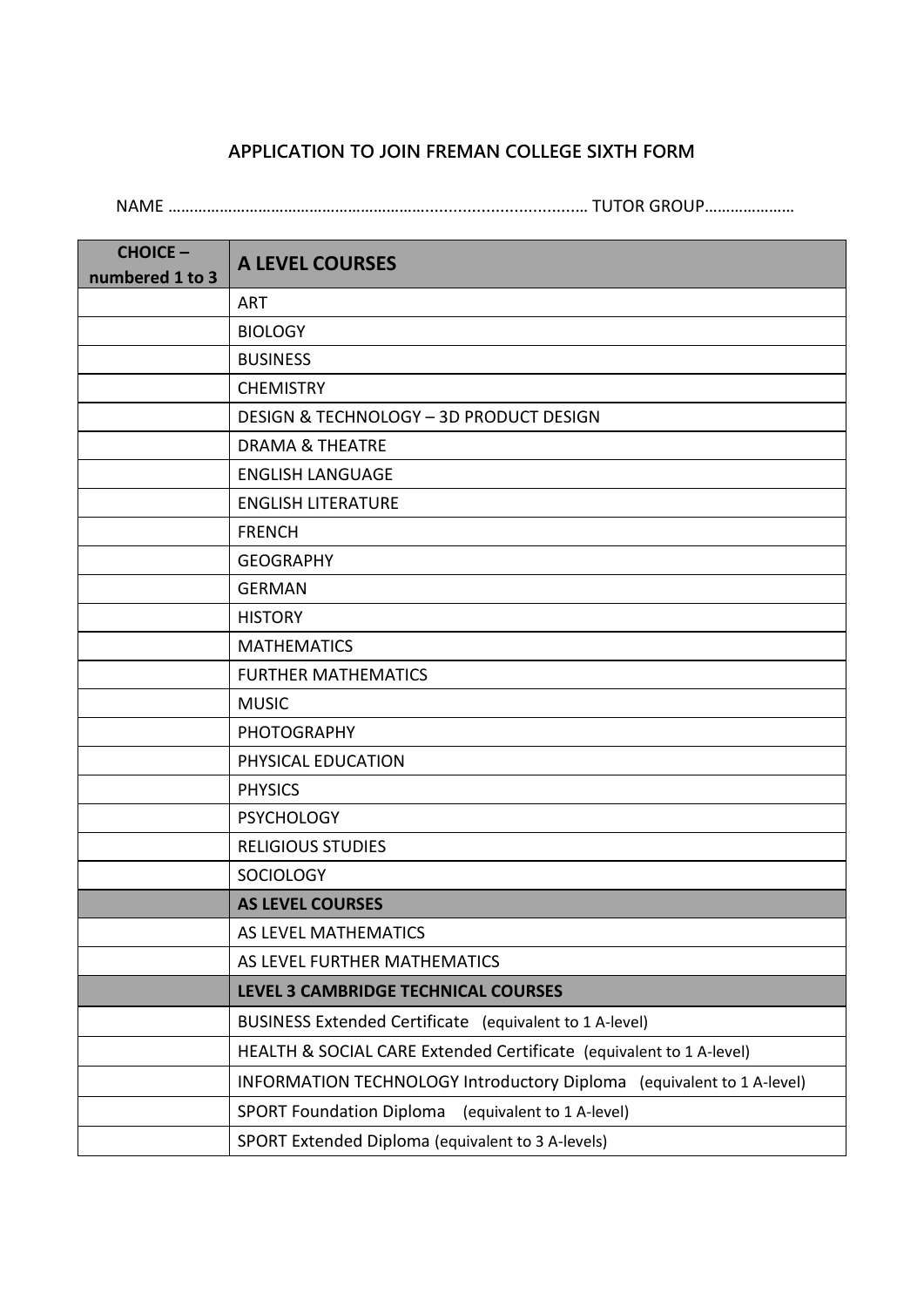## APPLICATION TO JOIN FREMAN COLLEGE SIXTH FORM

NAME …………………………………………………….......................... TUTOR GROUP…………………

| CHOICE – numbered 1 to 3 | A LEVEL COURSES |
|---|---|
| | ART |
| | BIOLOGY |
| | BUSINESS |
| | CHEMISTRY |
| | DESIGN & TECHNOLOGY – 3D PRODUCT DESIGN |
| | DRAMA & THEATRE |
| | ENGLISH LANGUAGE |
| | ENGLISH LITERATURE |
| | FRENCH |
| | GEOGRAPHY |
| | GERMAN |
| | HISTORY |
| | MATHEMATICS |
| | FURTHER MATHEMATICS |
| | MUSIC |
| | PHOTOGRAPHY |
| | PHYSICAL EDUCATION |
| | PHYSICS |
| | PSYCHOLOGY |
| | RELIGIOUS STUDIES |
| | SOCIOLOGY |
| | **AS LEVEL COURSES** |
| | AS LEVEL MATHEMATICS |
| | AS LEVEL FURTHER MATHEMATICS |
| | **LEVEL 3 CAMBRIDGE TECHNICAL COURSES** |
| | BUSINESS Extended Certificate (equivalent to 1 A-level) |
| | HEALTH & SOCIAL CARE Extended Certificate (equivalent to 1 A-level) |
| | INFORMATION TECHNOLOGY Introductory Diploma (equivalent to 1 A-level) |
| | SPORT Foundation Diploma (equivalent to 1 A-level) |
| | SPORT Extended Diploma (equivalent to 3 A-levels) |